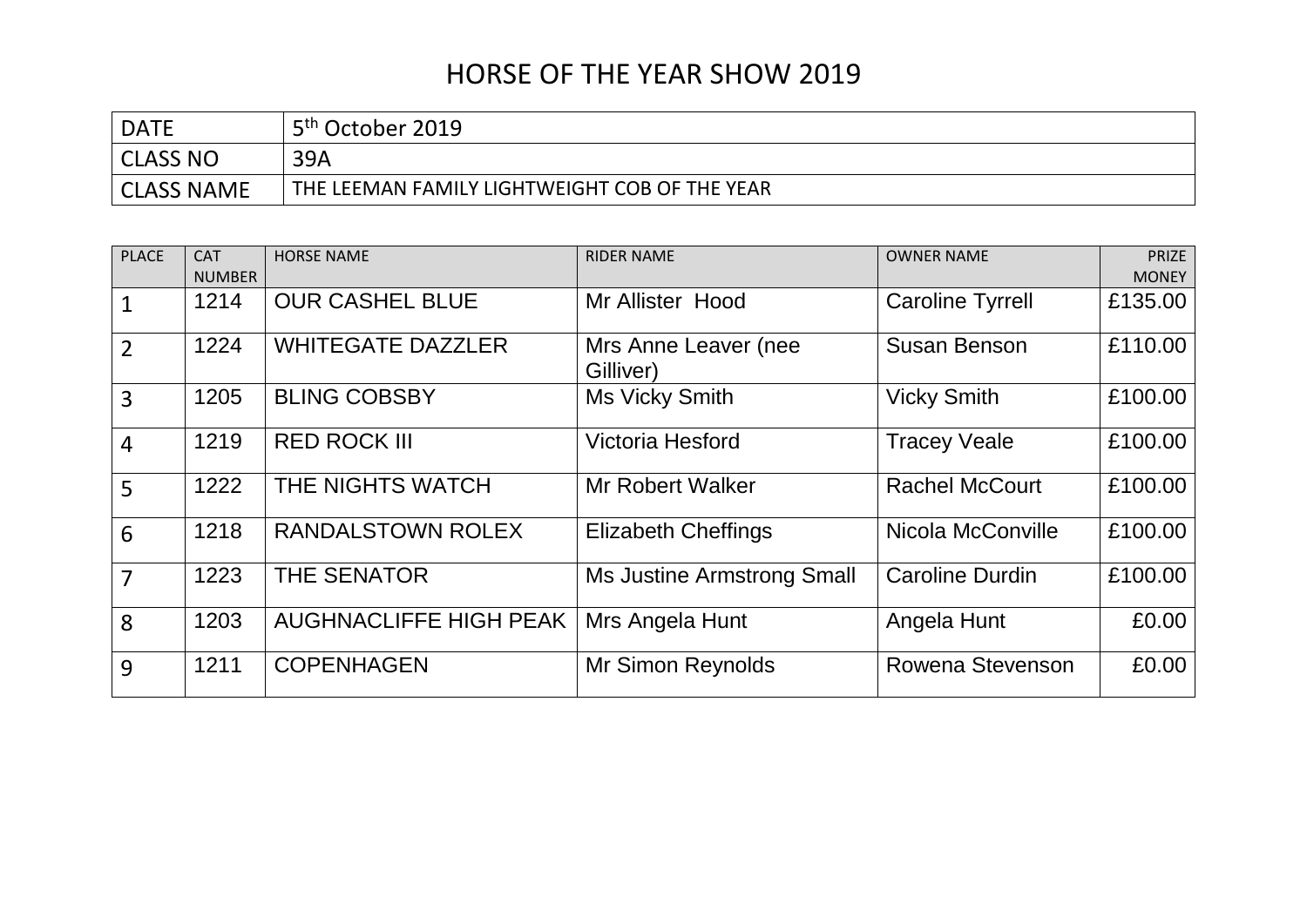# HORSE OF THE YEAR SHOW 2019

| DATE | 5th October 2019 |
|---|---|
| CLASS NO | 39A |
| CLASS NAME | THE LEEMAN FAMILY LIGHTWEIGHT COB OF THE YEAR |

| PLACE | CAT NUMBER | HORSE NAME | RIDER NAME | OWNER NAME | PRIZE MONEY |
|---|---|---|---|---|---|
| 1 | 1214 | OUR CASHEL BLUE | Mr Allister Hood | Caroline Tyrrell | £135.00 |
| 2 | 1224 | WHITEGATE DAZZLER | Mrs Anne Leaver (nee Gilliver) | Susan Benson | £110.00 |
| 3 | 1205 | BLING COBSBY | Ms Vicky Smith | Vicky Smith | £100.00 |
| 4 | 1219 | RED ROCK III | Victoria Hesford | Tracey Veale | £100.00 |
| 5 | 1222 | THE NIGHTS WATCH | Mr Robert Walker | Rachel McCourt | £100.00 |
| 6 | 1218 | RANDALSTOWN ROLEX | Elizabeth Cheffings | Nicola McConville | £100.00 |
| 7 | 1223 | THE SENATOR | Ms Justine Armstrong Small | Caroline Durdin | £100.00 |
| 8 | 1203 | AUGHNACLIFFE HIGH PEAK | Mrs Angela Hunt | Angela Hunt | £0.00 |
| 9 | 1211 | COPENHAGEN | Mr Simon Reynolds | Rowena Stevenson | £0.00 |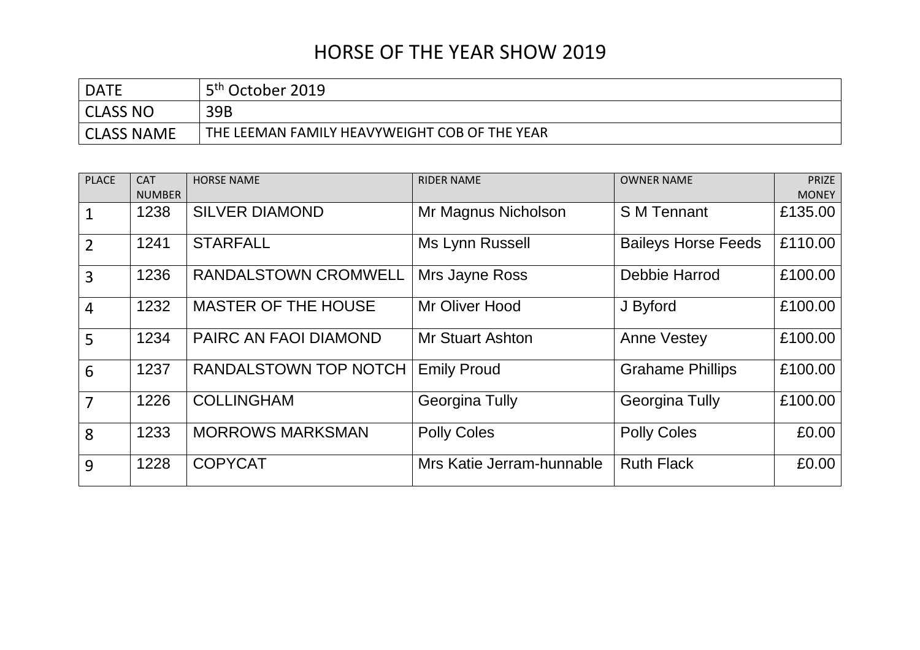# HORSE OF THE YEAR SHOW 2019

| DATE | 5th October 2019 |
|---|---|
| CLASS NO | 39B |
| CLASS NAME | THE LEEMAN FAMILY HEAVYWEIGHT COB OF THE YEAR |

| PLACE | CAT NUMBER | HORSE NAME | RIDER NAME | OWNER NAME | PRIZE MONEY |
|---|---|---|---|---|---|
| 1 | 1238 | SILVER DIAMOND | Mr Magnus Nicholson | S M Tennant | £135.00 |
| 2 | 1241 | STARFALL | Ms Lynn Russell | Baileys Horse Feeds | £110.00 |
| 3 | 1236 | RANDALSTOWN CROMWELL | Mrs Jayne Ross | Debbie Harrod | £100.00 |
| 4 | 1232 | MASTER OF THE HOUSE | Mr Oliver Hood | J Byford | £100.00 |
| 5 | 1234 | PAIRC AN FAOI DIAMOND | Mr Stuart Ashton | Anne Vestey | £100.00 |
| 6 | 1237 | RANDALSTOWN TOP NOTCH | Emily Proud | Grahame Phillips | £100.00 |
| 7 | 1226 | COLLINGHAM | Georgina Tully | Georgina Tully | £100.00 |
| 8 | 1233 | MORROWS MARKSMAN | Polly Coles | Polly Coles | £0.00 |
| 9 | 1228 | COPYCAT | Mrs Katie Jerram-hunnable | Ruth Flack | £0.00 |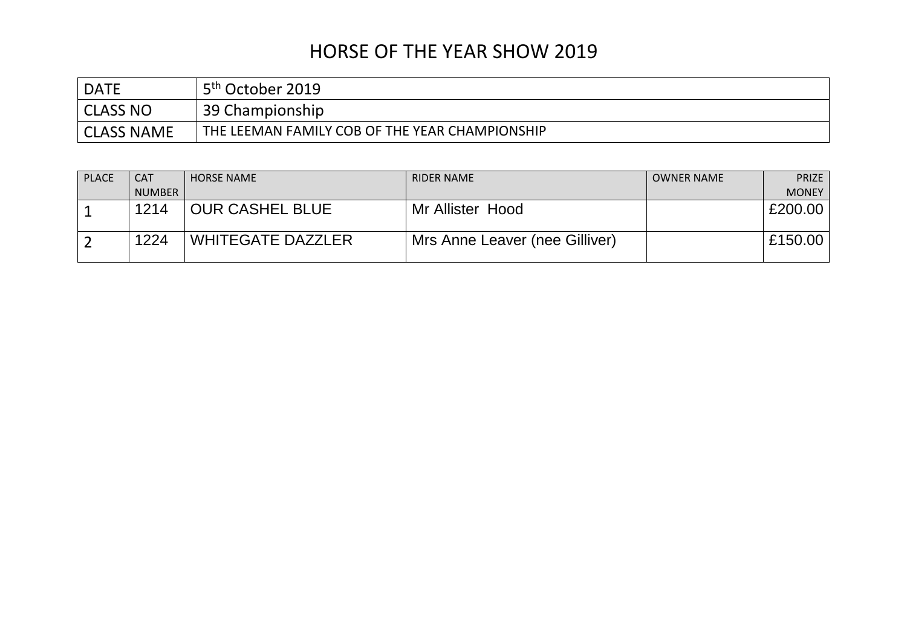# HORSE OF THE YEAR SHOW 2019

| | |
|---|---|
| DATE | 5th October 2019 |
| CLASS NO | 39 Championship |
| CLASS NAME | THE LEEMAN FAMILY COB OF THE YEAR CHAMPIONSHIP |

| PLACE | CAT NUMBER | HORSE NAME | RIDER NAME | OWNER NAME | PRIZE MONEY |
|---|---|---|---|---|---|
| 1 | 1214 | OUR CASHEL BLUE | Mr Allister Hood | | £200.00 |
| 2 | 1224 | WHITEGATE DAZZLER | Mrs Anne Leaver (nee Gilliver) | | £150.00 |